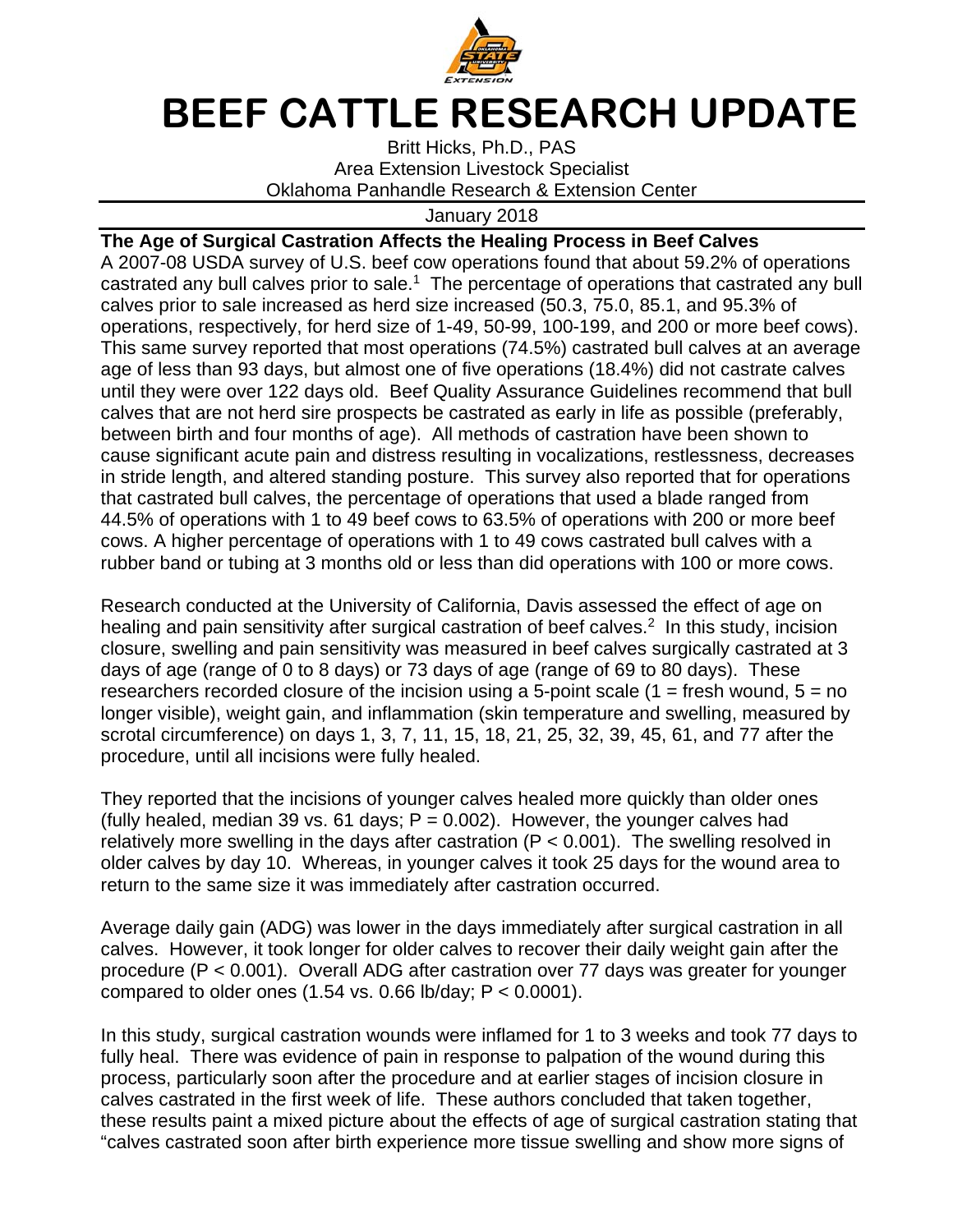# BEEF CATTLE RESEARCH UPDATE

Britt Hicks, Ph.D., PAS
Area Extension Livestock Specialist
Oklahoma Panhandle Research & Extension Center

January 2018

**The Age of Surgical Castration Affects the Healing Process in Beef Calves**

A 2007-08 USDA survey of U.S. beef cow operations found that about 59.2% of operations castrated any bull calves prior to sale.[1] The percentage of operations that castrated any bull calves prior to sale increased as herd size increased (50.3, 75.0, 85.1, and 95.3% of operations, respectively, for herd size of 1-49, 50-99, 100-199, and 200 or more beef cows). This same survey reported that most operations (74.5%) castrated bull calves at an average age of less than 93 days, but almost one of five operations (18.4%) did not castrate calves until they were over 122 days old. Beef Quality Assurance Guidelines recommend that bull calves that are not herd sire prospects be castrated as early in life as possible (preferably, between birth and four months of age). All methods of castration have been shown to cause significant acute pain and distress resulting in vocalizations, restlessness, decreases in stride length, and altered standing posture. This survey also reported that for operations that castrated bull calves, the percentage of operations that used a blade ranged from 44.5% of operations with 1 to 49 beef cows to 63.5% of operations with 200 or more beef cows. A higher percentage of operations with 1 to 49 cows castrated bull calves with a rubber band or tubing at 3 months old or less than did operations with 100 or more cows.

Research conducted at the University of California, Davis assessed the effect of age on healing and pain sensitivity after surgical castration of beef calves.[2] In this study, incision closure, swelling and pain sensitivity was measured in beef calves surgically castrated at 3 days of age (range of 0 to 8 days) or 73 days of age (range of 69 to 80 days). These researchers recorded closure of the incision using a 5-point scale (1 = fresh wound, 5 = no longer visible), weight gain, and inflammation (skin temperature and swelling, measured by scrotal circumference) on days 1, 3, 7, 11, 15, 18, 21, 25, 32, 39, 45, 61, and 77 after the procedure, until all incisions were fully healed.

They reported that the incisions of younger calves healed more quickly than older ones (fully healed, median 39 vs. 61 days; $P = 0.002$). However, the younger calves had relatively more swelling in the days after castration ($P < 0.001$). The swelling resolved in older calves by day 10. Whereas, in younger calves it took 25 days for the wound area to return to the same size it was immediately after castration occurred.

Average daily gain (ADG) was lower in the days immediately after surgical castration in all calves. However, it took longer for older calves to recover their daily weight gain after the procedure ($P < 0.001$). Overall ADG after castration over 77 days was greater for younger compared to older ones (1.54 vs. 0.66 lb/day; $P < 0.0001$).

In this study, surgical castration wounds were inflamed for 1 to 3 weeks and took 77 days to fully heal. There was evidence of pain in response to palpation of the wound during this process, particularly soon after the procedure and at earlier stages of incision closure in calves castrated in the first week of life. These authors concluded that taken together, these results paint a mixed picture about the effects of age of surgical castration stating that "calves castrated soon after birth experience more tissue swelling and show more signs of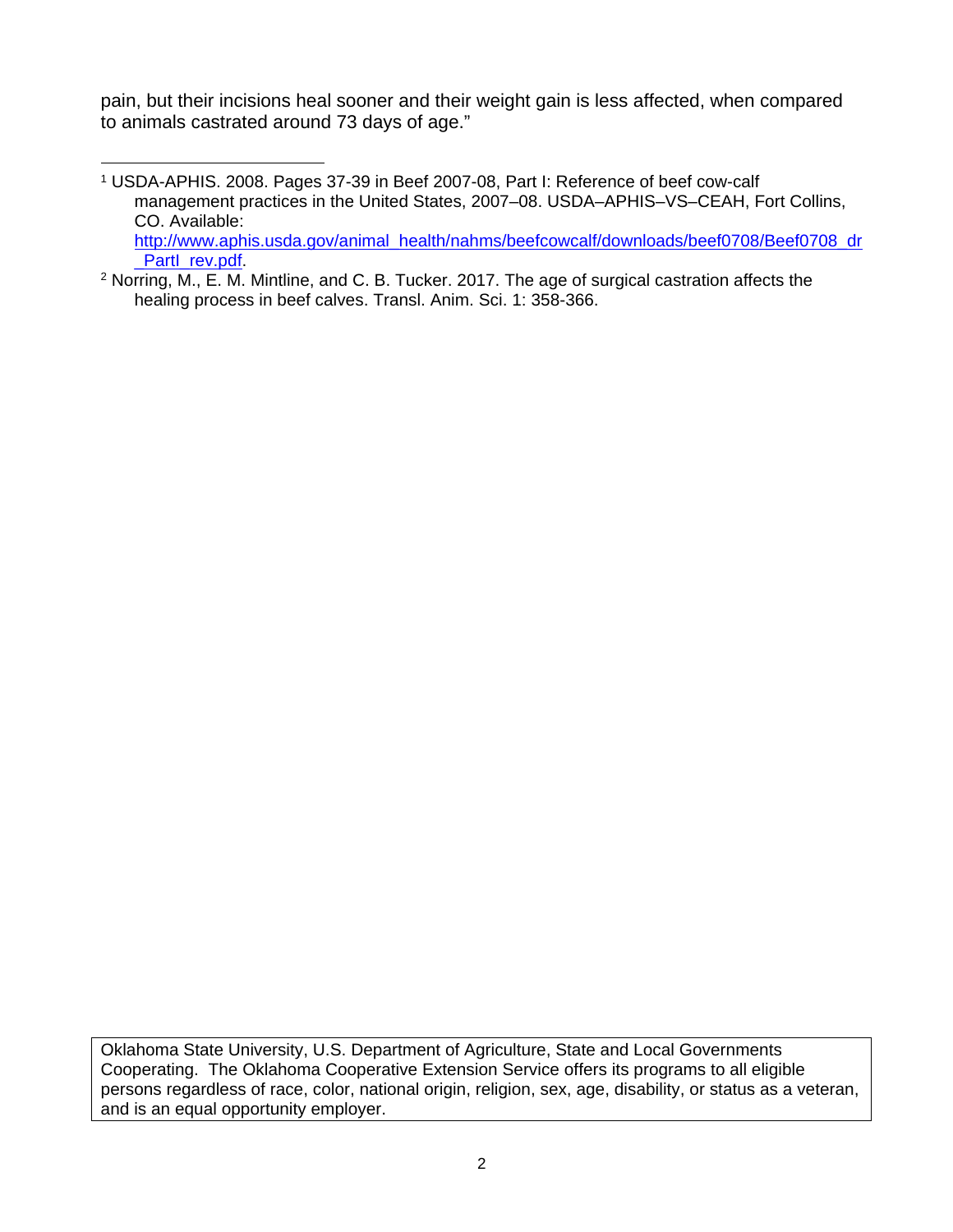pain, but their incisions heal sooner and their weight gain is less affected, when compared to animals castrated around 73 days of age."

---

[1] USDA-APHIS. 2008. Pages 37-39 in Beef 2007-08, Part I: Reference of beef cow-calf management practices in the United States, 2007–08. USDA–APHIS–VS–CEAH, Fort Collins, CO. Available: [http://www.aphis.usda.gov/animal_health/nahms/beefcowcalf/downloads/beef0708/Beef0708_dr_PartI_rev.pdf](http://www.aphis.usda.gov/animal_health/nahms/beefcowcalf/downloads/beef0708/Beef0708_dr_PartI_rev.pdf).

[2] Norring, M., E. M. Mintline, and C. B. Tucker. 2017. The age of surgical castration affects the healing process in beef calves. Transl. Anim. Sci. 1: 358-366.

Oklahoma State University, U.S. Department of Agriculture, State and Local Governments Cooperating. The Oklahoma Cooperative Extension Service offers its programs to all eligible persons regardless of race, color, national origin, religion, sex, age, disability, or status as a veteran, and is an equal opportunity employer.